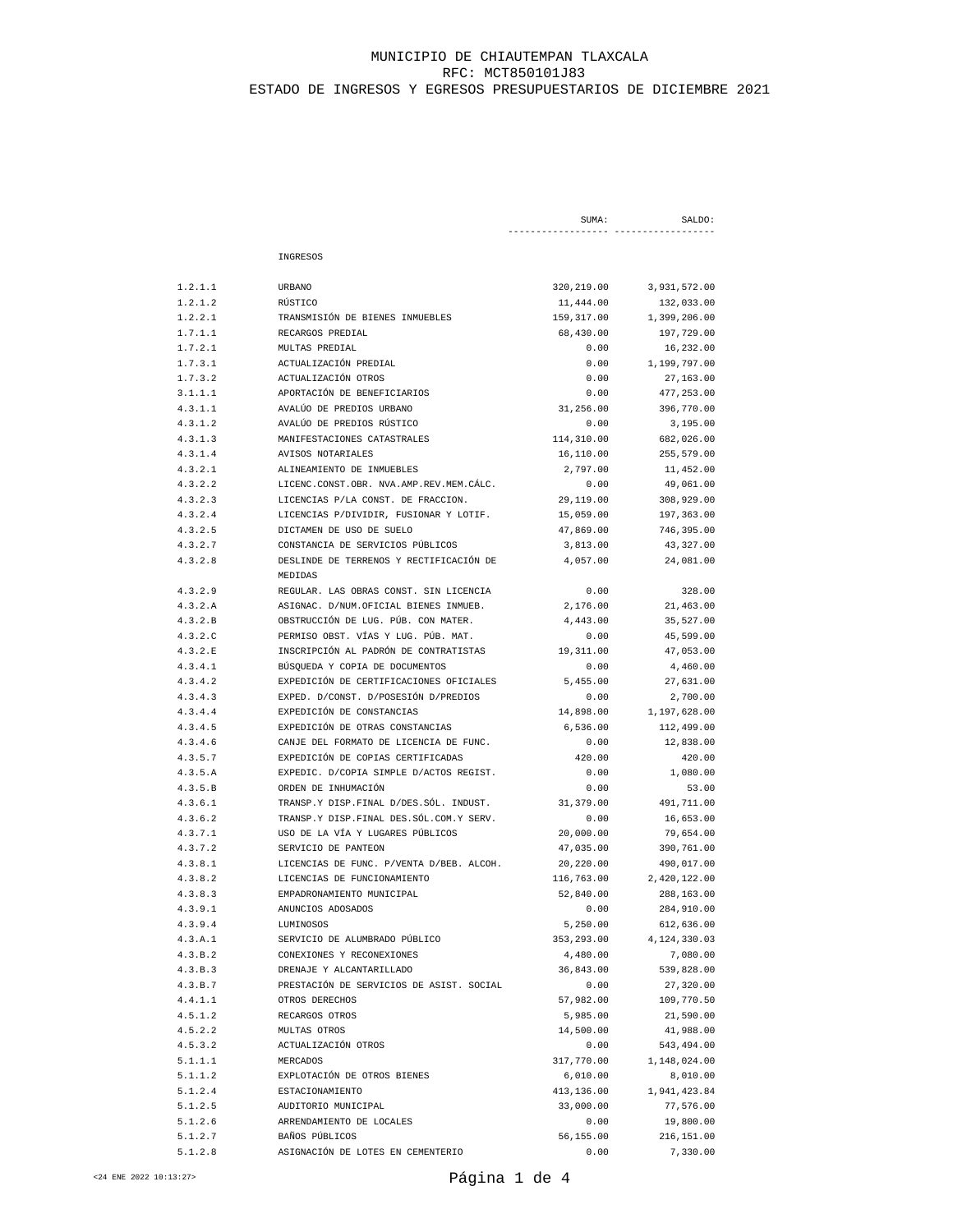# MUNICIPIO DE CHIAUTEMPAN TLAXCALA

RFC: MCT850101J83

ESTADO DE INGRESOS Y EGRESOS PRESUPUESTARIOS DE DICIEMBRE 2021

| | | SUMA: | SALDO: |
|---|---|---|---|
| | INGRESOS | | |
| 1.2.1.1 | URBANO | 320,219.00 | 3,931,572.00 |
| 1.2.1.2 | RÚSTICO | 11,444.00 | 132,033.00 |
| 1.2.2.1 | TRANSMISIÓN DE BIENES INMUEBLES | 159,317.00 | 1,399,206.00 |
| 1.7.1.1 | RECARGOS PREDIAL | 68,430.00 | 197,729.00 |
| 1.7.2.1 | MULTAS PREDIAL | 0.00 | 16,232.00 |
| 1.7.3.1 | ACTUALIZACIÓN PREDIAL | 0.00 | 1,199,797.00 |
| 1.7.3.2 | ACTUALIZACIÓN OTROS | 0.00 | 27,163.00 |
| 3.1.1.1 | APORTACIÓN DE BENEFICIARIOS | 0.00 | 477,253.00 |
| 4.3.1.1 | AVALÚO DE PREDIOS URBANO | 31,256.00 | 396,770.00 |
| 4.3.1.2 | AVALÚO DE PREDIOS RÚSTICO | 0.00 | 3,195.00 |
| 4.3.1.3 | MANIFESTACIONES CATASTRALES | 114,310.00 | 682,026.00 |
| 4.3.1.4 | AVISOS NOTARIALES | 16,110.00 | 255,579.00 |
| 4.3.2.1 | ALINEAMIENTO DE INMUEBLES | 2,797.00 | 11,452.00 |
| 4.3.2.2 | LICENC.CONST.OBR. NVA.AMP.REV.MEM.CÁLC. | 0.00 | 49,061.00 |
| 4.3.2.3 | LICENCIAS P/LA CONST. DE FRACCION. | 29,119.00 | 308,929.00 |
| 4.3.2.4 | LICENCIAS P/DIVIDIR, FUSIONAR Y LOTIF. | 15,059.00 | 197,363.00 |
| 4.3.2.5 | DICTAMEN DE USO DE SUELO | 47,869.00 | 746,395.00 |
| 4.3.2.7 | CONSTANCIA DE SERVICIOS PÚBLICOS | 3,813.00 | 43,327.00 |
| 4.3.2.8 | DESLINDE DE TERRENOS Y RECTIFICACIÓN DE MEDIDAS | 4,057.00 | 24,081.00 |
| 4.3.2.9 | REGULAR. LAS OBRAS CONST. SIN LICENCIA | 0.00 | 328.00 |
| 4.3.2.A | ASIGNAC. D/NUM.OFICIAL BIENES INMUEB. | 2,176.00 | 21,463.00 |
| 4.3.2.B | OBSTRUCCIÓN DE LUG. PÚB. CON MATER. | 4,443.00 | 35,527.00 |
| 4.3.2.C | PERMISO OBST. VÍAS Y LUG. PÚB. MAT. | 0.00 | 45,599.00 |
| 4.3.2.E | INSCRIPCIÓN AL PADRÓN DE CONTRATISTAS | 19,311.00 | 47,053.00 |
| 4.3.4.1 | BÚSQUEDA Y COPIA DE DOCUMENTOS | 0.00 | 4,460.00 |
| 4.3.4.2 | EXPEDICIÓN DE CERTIFICACIONES OFICIALES | 5,455.00 | 27,631.00 |
| 4.3.4.3 | EXPED. D/CONST. D/POSESIÓN D/PREDIOS | 0.00 | 2,700.00 |
| 4.3.4.4 | EXPEDICIÓN DE CONSTANCIAS | 14,898.00 | 1,197,628.00 |
| 4.3.4.5 | EXPEDICIÓN DE OTRAS CONSTANCIAS | 6,536.00 | 112,499.00 |
| 4.3.4.6 | CANJE DEL FORMATO DE LICENCIA DE FUNC. | 0.00 | 12,838.00 |
| 4.3.5.7 | EXPEDICIÓN DE COPIAS CERTIFICADAS | 420.00 | 420.00 |
| 4.3.5.A | EXPEDIC. D/COPIA SIMPLE D/ACTOS REGIST. | 0.00 | 1,080.00 |
| 4.3.5.B | ORDEN DE INHUMACIÓN | 0.00 | 53.00 |
| 4.3.6.1 | TRANSP.Y DISP.FINAL D/DES.SÓL. INDUST. | 31,379.00 | 491,711.00 |
| 4.3.6.2 | TRANSP.Y DISP.FINAL DES.SÓL.COM.Y SERV. | 0.00 | 16,653.00 |
| 4.3.7.1 | USO DE LA VÍA Y LUGARES PÚBLICOS | 20,000.00 | 79,654.00 |
| 4.3.7.2 | SERVICIO DE PANTEON | 47,035.00 | 390,761.00 |
| 4.3.8.1 | LICENCIAS DE FUNC. P/VENTA D/BEB. ALCOH. | 20,220.00 | 490,017.00 |
| 4.3.8.2 | LICENCIAS DE FUNCIONAMIENTO | 116,763.00 | 2,420,122.00 |
| 4.3.8.3 | EMPADRONAMIENTO MUNICIPAL | 52,840.00 | 288,163.00 |
| 4.3.9.1 | ANUNCIOS ADOSADOS | 0.00 | 284,910.00 |
| 4.3.9.4 | LUMINOSOS | 5,250.00 | 612,636.00 |
| 4.3.A.1 | SERVICIO DE ALUMBRADO PÚBLICO | 353,293.00 | 4,124,330.03 |
| 4.3.B.2 | CONEXIONES Y RECONEXIONES | 4,480.00 | 7,080.00 |
| 4.3.B.3 | DRENAJE Y ALCANTARILLADO | 36,843.00 | 539,828.00 |
| 4.3.B.7 | PRESTACIÓN DE SERVICIOS DE ASIST. SOCIAL | 0.00 | 27,320.00 |
| 4.4.1.1 | OTROS DERECHOS | 57,982.00 | 109,770.50 |
| 4.5.1.2 | RECARGOS OTROS | 5,985.00 | 21,590.00 |
| 4.5.2.2 | MULTAS OTROS | 14,500.00 | 41,988.00 |
| 4.5.3.2 | ACTUALIZACIÓN OTROS | 0.00 | 543,494.00 |
| 5.1.1.1 | MERCADOS | 317,770.00 | 1,148,024.00 |
| 5.1.1.2 | EXPLOTACIÓN DE OTROS BIENES | 6,010.00 | 8,010.00 |
| 5.1.2.4 | ESTACIONAMIENTO | 413,136.00 | 1,941,423.84 |
| 5.1.2.5 | AUDITORIO MUNICIPAL | 33,000.00 | 77,576.00 |
| 5.1.2.6 | ARRENDAMIENTO DE LOCALES | 0.00 | 19,800.00 |
| 5.1.2.7 | BAÑOS PÚBLICOS | 56,155.00 | 216,151.00 |
| 5.1.2.8 | ASIGNACIÓN DE LOTES EN CEMENTERIO | 0.00 | 7,330.00 |

<24 ENE 2022 10:13:27>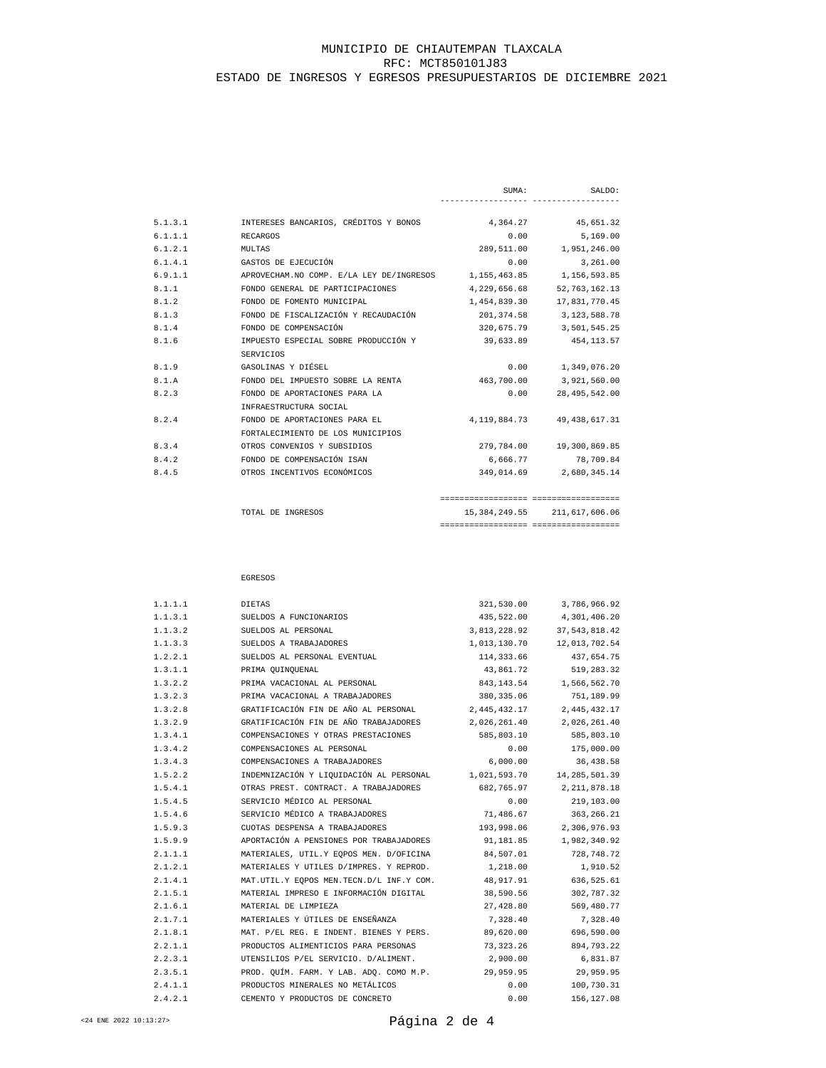# MUNICIPIO DE CHIAUTEMPAN TLAXCALA
RFC: MCT850101J83
ESTADO DE INGRESOS Y EGRESOS PRESUPUESTARIOS DE DICIEMBRE 2021

| | | SUMA: | SALDO: |
|---|---|---|---|
| 5.1.3.1 | INTERESES BANCARIOS, CRÉDITOS Y BONOS | 4,364.27 | 45,651.32 |
| 6.1.1.1 | RECARGOS | 0.00 | 5,169.00 |
| 6.1.2.1 | MULTAS | 289,511.00 | 1,951,246.00 |
| 6.1.4.1 | GASTOS DE EJECUCIÓN | 0.00 | 3,261.00 |
| 6.9.1.1 | APROVECHAM.NO COMP. E/LA LEY DE/INGRESOS | 1,155,463.85 | 1,156,593.85 |
| 8.1.1 | FONDO GENERAL DE PARTICIPACIONES | 4,229,656.68 | 52,763,162.13 |
| 8.1.2 | FONDO DE FOMENTO MUNICIPAL | 1,454,839.30 | 17,831,770.45 |
| 8.1.3 | FONDO DE FISCALIZACIÓN Y RECAUDACIÓN | 201,374.58 | 3,123,588.78 |
| 8.1.4 | FONDO DE COMPENSACIÓN | 320,675.79 | 3,501,545.25 |
| 8.1.6 | IMPUESTO ESPECIAL SOBRE PRODUCCIÓN Y SERVICIOS | 39,633.89 | 454,113.57 |
| 8.1.9 | GASOLINAS Y DIÉSEL | 0.00 | 1,349,076.20 |
| 8.1.A | FONDO DEL IMPUESTO SOBRE LA RENTA | 463,700.00 | 3,921,560.00 |
| 8.2.3 | FONDO DE APORTACIONES PARA LA INFRAESTRUCTURA SOCIAL | 0.00 | 28,495,542.00 |
| 8.2.4 | FONDO DE APORTACIONES PARA EL FORTALECIMIENTO DE LOS MUNICIPIOS | 4,119,884.73 | 49,438,617.31 |
| 8.3.4 | OTROS CONVENIOS Y SUBSIDIOS | 279,784.00 | 19,300,869.85 |
| 8.4.2 | FONDO DE COMPENSACIÓN ISAN | 6,666.77 | 78,709.84 |
| 8.4.5 | OTROS INCENTIVOS ECONÓMICOS | 349,014.69 | 2,680,345.14 |
| | TOTAL DE INGRESOS | 15,384,249.55 | 211,617,606.06 |

EGRESOS

| | | | |
|---|---|---|---|
| 1.1.1.1 | DIETAS | 321,530.00 | 3,786,966.92 |
| 1.1.3.1 | SUELDOS A FUNCIONARIOS | 435,522.00 | 4,301,406.20 |
| 1.1.3.2 | SUELDOS AL PERSONAL | 3,813,228.92 | 37,543,818.42 |
| 1.1.3.3 | SUELDOS A TRABAJADORES | 1,013,130.70 | 12,013,702.54 |
| 1.2.2.1 | SUELDOS AL PERSONAL EVENTUAL | 114,333.66 | 437,654.75 |
| 1.3.1.1 | PRIMA QUINQUENAL | 43,861.72 | 519,283.32 |
| 1.3.2.2 | PRIMA VACACIONAL AL PERSONAL | 843,143.54 | 1,566,562.70 |
| 1.3.2.3 | PRIMA VACACIONAL A TRABAJADORES | 380,335.06 | 751,189.99 |
| 1.3.2.8 | GRATIFICACIÓN FIN DE AÑO AL PERSONAL | 2,445,432.17 | 2,445,432.17 |
| 1.3.2.9 | GRATIFICACIÓN FIN DE AÑO TRABAJADORES | 2,026,261.40 | 2,026,261.40 |
| 1.3.4.1 | COMPENSACIONES Y OTRAS PRESTACIONES | 585,803.10 | 585,803.10 |
| 1.3.4.2 | COMPENSACIONES AL PERSONAL | 0.00 | 175,000.00 |
| 1.3.4.3 | COMPENSACIONES A TRABAJADORES | 6,000.00 | 36,438.58 |
| 1.5.2.2 | INDEMNIZACIÓN Y LIQUIDACIÓN AL PERSONAL | 1,021,593.70 | 14,285,501.39 |
| 1.5.4.1 | OTRAS PREST. CONTRACT. A TRABAJADORES | 682,765.97 | 2,211,878.18 |
| 1.5.4.5 | SERVICIO MÉDICO AL PERSONAL | 0.00 | 219,103.00 |
| 1.5.4.6 | SERVICIO MÉDICO A TRABAJADORES | 71,486.67 | 363,266.21 |
| 1.5.9.3 | CUOTAS DESPENSA A TRABAJADORES | 193,998.06 | 2,306,976.93 |
| 1.5.9.9 | APORTACIÓN A PENSIONES POR TRABAJADORES | 91,181.85 | 1,982,340.92 |
| 2.1.1.1 | MATERIALES, UTIL.Y EQPOS MEN. D/OFICINA | 84,507.01 | 728,748.72 |
| 2.1.2.1 | MATERIALES Y UTILES D/IMPRES. Y REPROD. | 1,218.00 | 1,910.52 |
| 2.1.4.1 | MAT.UTIL.Y EQPOS MEN.TECN.D/L INF.Y COM. | 48,917.91 | 636,525.61 |
| 2.1.5.1 | MATERIAL IMPRESO E INFORMACIÓN DIGITAL | 38,590.56 | 302,787.32 |
| 2.1.6.1 | MATERIAL DE LIMPIEZA | 27,428.80 | 569,480.77 |
| 2.1.7.1 | MATERIALES Y ÚTILES DE ENSEÑANZA | 7,328.40 | 7,328.40 |
| 2.1.8.1 | MAT. P/EL REG. E INDENT. BIENES Y PERS. | 89,620.00 | 696,590.00 |
| 2.2.1.1 | PRODUCTOS ALIMENTICIOS PARA PERSONAS | 73,323.26 | 894,793.22 |
| 2.2.3.1 | UTENSILIOS P/EL SERVICIO. D/ALIMENT. | 2,900.00 | 6,831.87 |
| 2.3.5.1 | PROD. QUÍM. FARM. Y LAB. ADQ. COMO M.P. | 29,959.95 | 29,959.95 |
| 2.4.1.1 | PRODUCTOS MINERALES NO METÁLICOS | 0.00 | 100,730.31 |
| 2.4.2.1 | CEMENTO Y PRODUCTOS DE CONCRETO | 0.00 | 156,127.08 |

<24 ENE 2022 10:13:27>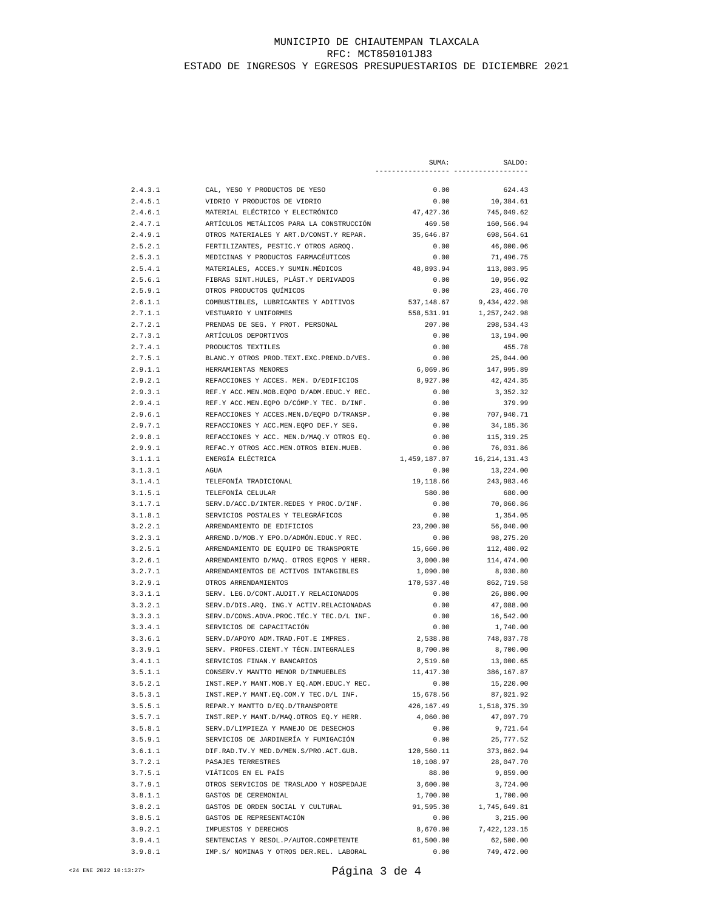# MUNICIPIO DE CHIAUTEMPAN TLAXCALA

RFC: MCT850101J83

ESTADO DE INGRESOS Y EGRESOS PRESUPUESTARIOS DE DICIEMBRE 2021

| | | SUMA: | SALDO: |
|---|---|---|---|
| 2.4.3.1 | CAL, YESO Y PRODUCTOS DE YESO | 0.00 | 624.43 |
| 2.4.5.1 | VIDRIO Y PRODUCTOS DE VIDRIO | 0.00 | 10,384.61 |
| 2.4.6.1 | MATERIAL ELÉCTRICO Y ELECTRÓNICO | 47,427.36 | 745,049.62 |
| 2.4.7.1 | ARTÍCULOS METÁLICOS PARA LA CONSTRUCCIÓN | 469.50 | 160,566.94 |
| 2.4.9.1 | OTROS MATERIALES Y ART.D/CONST.Y REPAR. | 35,646.87 | 698,564.61 |
| 2.5.2.1 | FERTILIZANTES, PESTIC.Y OTROS AGROQ. | 0.00 | 46,000.06 |
| 2.5.3.1 | MEDICINAS Y PRODUCTOS FARMACÉUTICOS | 0.00 | 71,496.75 |
| 2.5.4.1 | MATERIALES, ACCES.Y SUMIN.MÉDICOS | 48,893.94 | 113,003.95 |
| 2.5.6.1 | FIBRAS SINT.HULES, PLÁST.Y DERIVADOS | 0.00 | 10,956.02 |
| 2.5.9.1 | OTROS PRODUCTOS QUÍMICOS | 0.00 | 23,466.70 |
| 2.6.1.1 | COMBUSTIBLES, LUBRICANTES Y ADITIVOS | 537,148.67 | 9,434,422.98 |
| 2.7.1.1 | VESTUARIO Y UNIFORMES | 558,531.91 | 1,257,242.98 |
| 2.7.2.1 | PRENDAS DE SEG. Y PROT. PERSONAL | 207.00 | 298,534.43 |
| 2.7.3.1 | ARTÍCULOS DEPORTIVOS | 0.00 | 13,194.00 |
| 2.7.4.1 | PRODUCTOS TEXTILES | 0.00 | 455.78 |
| 2.7.5.1 | BLANC.Y OTROS PROD.TEXT.EXC.PREND.D/VES. | 0.00 | 25,044.00 |
| 2.9.1.1 | HERRAMIENTAS MENORES | 6,069.06 | 147,995.89 |
| 2.9.2.1 | REFACCIONES Y ACCES. MEN. D/EDIFICIOS | 8,927.00 | 42,424.35 |
| 2.9.3.1 | REF.Y ACC.MEN.MOB.EQPO D/ADM.EDUC.Y REC. | 0.00 | 3,352.32 |
| 2.9.4.1 | REF.Y ACC.MEN.EQPO D/CÓMP.Y TEC. D/INF. | 0.00 | 379.99 |
| 2.9.6.1 | REFACCIONES Y ACCES.MEN.D/EQPO D/TRANSP. | 0.00 | 707,940.71 |
| 2.9.7.1 | REFACCIONES Y ACC.MEN.EQPO DEF.Y SEG. | 0.00 | 34,185.36 |
| 2.9.8.1 | REFACCIONES Y ACC. MEN.D/MAQ.Y OTROS EQ. | 0.00 | 115,319.25 |
| 2.9.9.1 | REFAC.Y OTROS ACC.MEN.OTROS BIEN.MUEB. | 0.00 | 76,031.86 |
| 3.1.1.1 | ENERGÍA ELÉCTRICA | 1,459,187.07 | 16,214,131.43 |
| 3.1.3.1 | AGUA | 0.00 | 13,224.00 |
| 3.1.4.1 | TELEFONÍA TRADICIONAL | 19,118.66 | 243,983.46 |
| 3.1.5.1 | TELEFONÍA CELULAR | 580.00 | 680.00 |
| 3.1.7.1 | SERV.D/ACC.D/INTER.REDES Y PROC.D/INF. | 0.00 | 70,060.86 |
| 3.1.8.1 | SERVICIOS POSTALES Y TELEGRÁFICOS | 0.00 | 1,354.05 |
| 3.2.2.1 | ARRENDAMIENTO DE EDIFICIOS | 23,200.00 | 56,040.00 |
| 3.2.3.1 | ARREND.D/MOB.Y EPO.D/ADMÓN.EDUC.Y REC. | 0.00 | 98,275.20 |
| 3.2.5.1 | ARRENDAMIENTO DE EQUIPO DE TRANSPORTE | 15,660.00 | 112,480.02 |
| 3.2.6.1 | ARRENDAMIENTO D/MAQ. OTROS EQPOS Y HERR. | 3,000.00 | 114,474.00 |
| 3.2.7.1 | ARRENDAMIENTOS DE ACTIVOS INTANGIBLES | 1,090.00 | 8,030.80 |
| 3.2.9.1 | OTROS ARRENDAMIENTOS | 170,537.40 | 862,719.58 |
| 3.3.1.1 | SERV. LEG.D/CONT.AUDIT.Y RELACIONADOS | 0.00 | 26,800.00 |
| 3.3.2.1 | SERV.D/DIS.ARQ. ING.Y ACTIV.RELACIONADAS | 0.00 | 47,088.00 |
| 3.3.3.1 | SERV.D/CONS.ADVA.PROC.TÉC.Y TEC.D/L INF. | 0.00 | 16,542.00 |
| 3.3.4.1 | SERVICIOS DE CAPACITACIÓN | 0.00 | 1,740.00 |
| 3.3.6.1 | SERV.D/APOYO ADM.TRAD.FOT.E IMPRES. | 2,538.08 | 748,037.78 |
| 3.3.9.1 | SERV. PROFES.CIENT.Y TÉCN.INTEGRALES | 8,700.00 | 8,700.00 |
| 3.4.1.1 | SERVICIOS FINAN.Y BANCARIOS | 2,519.60 | 13,000.65 |
| 3.5.1.1 | CONSERV.Y MANTTO MENOR D/INMUEBLES | 11,417.30 | 386,167.87 |
| 3.5.2.1 | INST.REP.Y MANT.MOB.Y EQ.ADM.EDUC.Y REC. | 0.00 | 15,220.00 |
| 3.5.3.1 | INST.REP.Y MANT.EQ.COM.Y TEC.D/L INF. | 15,678.56 | 87,021.92 |
| 3.5.5.1 | REPAR.Y MANTTO D/EQ.D/TRANSPORTE | 426,167.49 | 1,518,375.39 |
| 3.5.7.1 | INST.REP.Y MANT.D/MAQ.OTROS EQ.Y HERR. | 4,060.00 | 47,097.79 |
| 3.5.8.1 | SERV.D/LIMPIEZA Y MANEJO DE DESECHOS | 0.00 | 9,721.64 |
| 3.5.9.1 | SERVICIOS DE JARDINERÍA Y FUMIGACIÓN | 0.00 | 25,777.52 |
| 3.6.1.1 | DIF.RAD.TV.Y MED.D/MEN.S/PRO.ACT.GUB. | 120,560.11 | 373,862.94 |
| 3.7.2.1 | PASAJES TERRESTRES | 10,108.97 | 28,047.70 |
| 3.7.5.1 | VIÁTICOS EN EL PAÍS | 88.00 | 9,859.00 |
| 3.7.9.1 | OTROS SERVICIOS DE TRASLADO Y HOSPEDAJE | 3,600.00 | 3,724.00 |
| 3.8.1.1 | GASTOS DE CEREMONIAL | 1,700.00 | 1,700.00 |
| 3.8.2.1 | GASTOS DE ORDEN SOCIAL Y CULTURAL | 91,595.30 | 1,745,649.81 |
| 3.8.5.1 | GASTOS DE REPRESENTACIÓN | 0.00 | 3,215.00 |
| 3.9.2.1 | IMPUESTOS Y DERECHOS | 8,670.00 | 7,422,123.15 |
| 3.9.4.1 | SENTENCIAS Y RESOL.P/AUTOR.COMPETENTE | 61,500.00 | 62,500.00 |
| 3.9.8.1 | IMP.S/ NOMINAS Y OTROS DER.REL. LABORAL | 0.00 | 749,472.00 |

<24 ENE 2022 10:13:27>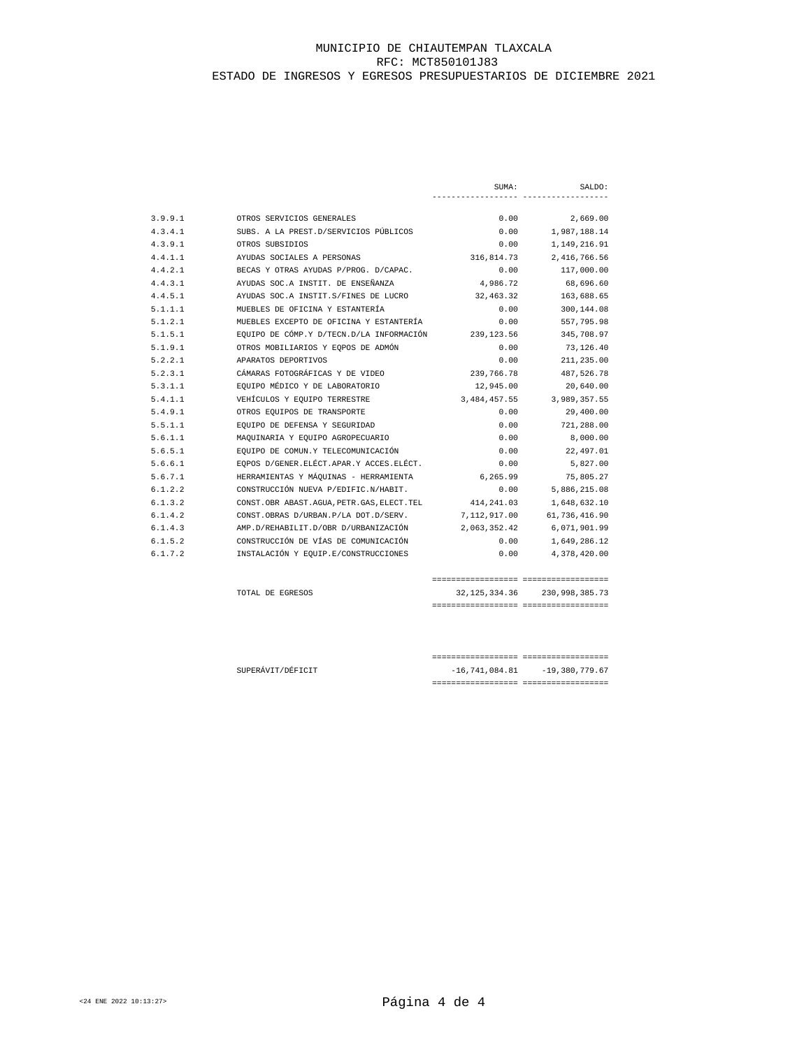# MUNICIPIO DE CHIAUTEMPAN TLAXCALA

RFC: MCT850101J83

ESTADO DE INGRESOS Y EGRESOS PRESUPUESTARIOS DE DICIEMBRE 2021

| | | SUMA: | SALDO: |
|---|---|---|---|
| 3.9.9.1 | OTROS SERVICIOS GENERALES | 0.00 | 2,669.00 |
| 4.3.4.1 | SUBS. A LA PREST.D/SERVICIOS PÚBLICOS | 0.00 | 1,987,188.14 |
| 4.3.9.1 | OTROS SUBSIDIOS | 0.00 | 1,149,216.91 |
| 4.4.1.1 | AYUDAS SOCIALES A PERSONAS | 316,814.73 | 2,416,766.56 |
| 4.4.2.1 | BECAS Y OTRAS AYUDAS P/PROG. D/CAPAC. | 0.00 | 117,000.00 |
| 4.4.3.1 | AYUDAS SOC.A INSTIT. DE ENSEÑANZA | 4,986.72 | 68,696.60 |
| 4.4.5.1 | AYUDAS SOC.A INSTIT.S/FINES DE LUCRO | 32,463.32 | 163,688.65 |
| 5.1.1.1 | MUEBLES DE OFICINA Y ESTANTERÍA | 0.00 | 300,144.08 |
| 5.1.2.1 | MUEBLES EXCEPTO DE OFICINA Y ESTANTERÍA | 0.00 | 557,795.98 |
| 5.1.5.1 | EQUIPO DE CÓMP.Y D/TECN.D/LA INFORMACIÓN | 239,123.56 | 345,708.97 |
| 5.1.9.1 | OTROS MOBILIARIOS Y EQPOS DE ADMÓN | 0.00 | 73,126.40 |
| 5.2.2.1 | APARATOS DEPORTIVOS | 0.00 | 211,235.00 |
| 5.2.3.1 | CÁMARAS FOTOGRÁFICAS Y DE VIDEO | 239,766.78 | 487,526.78 |
| 5.3.1.1 | EQUIPO MÉDICO Y DE LABORATORIO | 12,945.00 | 20,640.00 |
| 5.4.1.1 | VEHÍCULOS Y EQUIPO TERRESTRE | 3,484,457.55 | 3,989,357.55 |
| 5.4.9.1 | OTROS EQUIPOS DE TRANSPORTE | 0.00 | 29,400.00 |
| 5.5.1.1 | EQUIPO DE DEFENSA Y SEGURIDAD | 0.00 | 721,288.00 |
| 5.6.1.1 | MAQUINARIA Y EQUIPO AGROPECUARIO | 0.00 | 8,000.00 |
| 5.6.5.1 | EQUIPO DE COMUN.Y TELECOMUNICACIÓN | 0.00 | 22,497.01 |
| 5.6.6.1 | EQPOS D/GENER.ELÉCT.APAR.Y ACCES.ELÉCT. | 0.00 | 5,827.00 |
| 5.6.7.1 | HERRAMIENTAS Y MÁQUINAS - HERRAMIENTA | 6,265.99 | 75,805.27 |
| 6.1.2.2 | CONSTRUCCIÓN NUEVA P/EDIFIC.N/HABIT. | 0.00 | 5,886,215.08 |
| 6.1.3.2 | CONST.OBR ABAST.AGUA,PETR.GAS,ELECT.TEL | 414,241.03 | 1,648,632.10 |
| 6.1.4.2 | CONST.OBRAS D/URBAN.P/LA DOT.D/SERV. | 7,112,917.00 | 61,736,416.90 |
| 6.1.4.3 | AMP.D/REHABILIT.D/OBR D/URBANIZACIÓN | 2,063,352.42 | 6,071,901.99 |
| 6.1.5.2 | CONSTRUCCIÓN DE VÍAS DE COMUNICACIÓN | 0.00 | 1,649,286.12 |
| 6.1.7.2 | INSTALACIÓN Y EQUIP.E/CONSTRUCCIONES | 0.00 | 4,378,420.00 |
| | TOTAL DE EGRESOS | 32,125,334.36 | 230,998,385.73 |
| | SUPERÁVIT/DÉFICIT | -16,741,084.81 | -19,380,779.67 |

<24 ENE 2022 10:13:27>